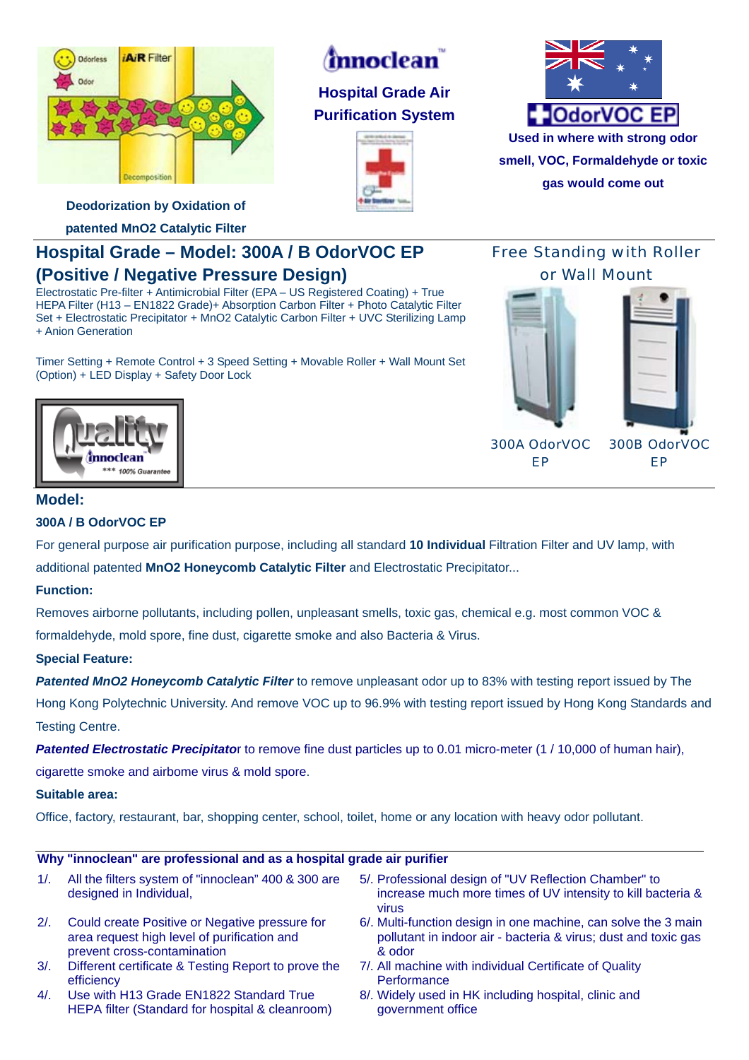innoclean™

**Hospital Grade Air Purification System**

**Deodorization by Oxidation of patented MnO2 Catalytic Filter**

OdorVOC EP

**Used in where with strong odor smell, VOC, Formaldehyde or toxic gas would come out**

## Hospital Grade – Model: 300A / B OdorVOC EP (Positive / Negative Pressure Design)

Electrostatic Pre-filter + Antimicrobial Filter (EPA – US Registered Coating) + True HEPA Filter (H13 – EN1822 Grade)+ Absorption Carbon Filter + Photo Catalytic Filter Set + Electrostatic Precipitator + MnO2 Catalytic Carbon Filter + UVC Sterilizing Lamp + Anion Generation

Timer Setting + Remote Control + 3 Speed Setting + Movable Roller + Wall Mount Set (Option) + LED Display + Safety Door Lock

Free Standing with Roller or Wall Mount

300A OdorVOC EP

300B OdorVOC EP

Quality innoclean *** 100% Guarantee

### Model:

**300A / B OdorVOC EP**

For general purpose air purification purpose, including all standard **10 Individual** Filtration Filter and UV lamp, with additional patented **MnO2 Honeycomb Catalytic Filter** and Electrostatic Precipitator...

**Function:**

Removes airborne pollutants, including pollen, unpleasant smells, toxic gas, chemical e.g. most common VOC & formaldehyde, mold spore, fine dust, cigarette smoke and also Bacteria & Virus.

**Special Feature:**

***Patented MnO2 Honeycomb Catalytic Filter*** to remove unpleasant odor up to 83% with testing report issued by The Hong Kong Polytechnic University. And remove VOC up to 96.9% with testing report issued by Hong Kong Standards and Testing Centre.

***Patented Electrostatic Precipitato***r to remove fine dust particles up to 0.01 micro-meter (1 / 10,000 of human hair), cigarette smoke and airbome virus & mold spore.

**Suitable area:**

Office, factory, restaurant, bar, shopping center, school, toilet, home or any location with heavy odor pollutant.

**Why "innoclean" are professional and as a hospital grade air purifier**

1/. All the filters system of "innoclean" 400 & 300 are designed in Individual,

2/. Could create Positive or Negative pressure for area request high level of purification and prevent cross-contamination

3/. Different certificate & Testing Report to prove the efficiency

4/. Use with H13 Grade EN1822 Standard True HEPA filter (Standard for hospital & cleanroom)

5/. Professional design of "UV Reflection Chamber" to increase much more times of UV intensity to kill bacteria & virus

6/. Multi-function design in one machine, can solve the 3 main pollutant in indoor air - bacteria & virus; dust and toxic gas & odor

7/. All machine with individual Certificate of Quality Performance

8/. Widely used in HK including hospital, clinic and government office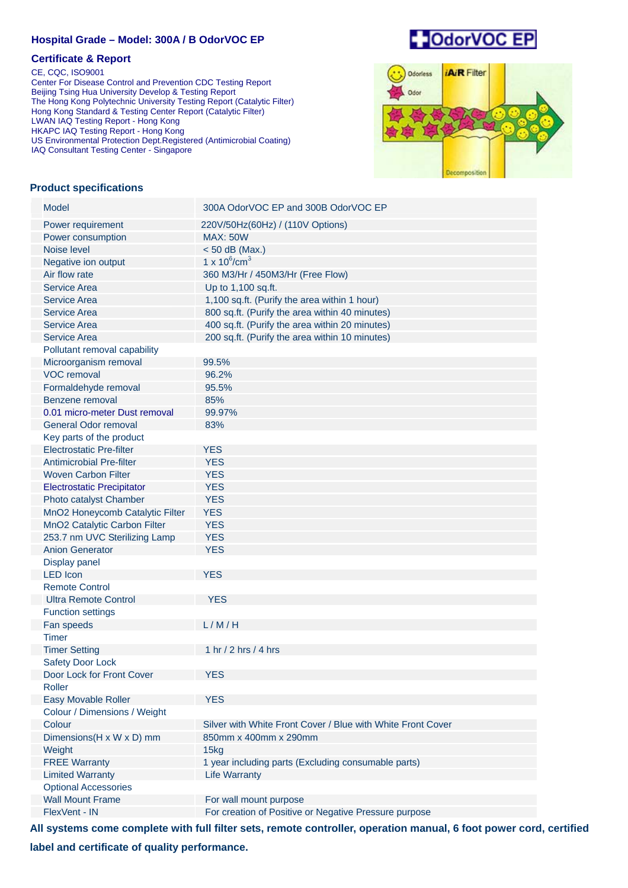## Hospital Grade – Model: 300A / B OdorVOC EP

OdorVOC EP

### Certificate & Report

CE, CQC, ISO9001
Center For Disease Control and Prevention CDC Testing Report
Beijing Tsing Hua University Develop & Testing Report
The Hong Kong Polytechnic University Testing Report (Catalytic Filter)
Hong Kong Standard & Testing Center Report (Catalytic Filter)
LWAN IAQ Testing Report - Hong Kong
HKAPC IAQ Testing Report - Hong Kong
US Environmental Protection Dept.Registered (Antimicrobial Coating)
IAQ Consultant Testing Center - Singapore

Odorless
Odor
iAiR Filter
Decomposition

### Product specifications

| | |
|---|---|
| Model | 300A OdorVOC EP and 300B OdorVOC EP |
| Power requirement | 220V/50Hz(60Hz) / (110V Options) |
| Power consumption | MAX: 50W |
| Noise level | < 50 dB (Max.) |
| Negative ion output | 1 x $10^6$/$cm^3$ |
| Air flow rate | 360 M3/Hr / 450M3/Hr (Free Flow) |
| Service Area | Up to 1,100 sq.ft. |
| Service Area | 1,100 sq.ft. (Purify the area within 1 hour) |
| Service Area | 800 sq.ft. (Purify the area within 40 minutes) |
| Service Area | 400 sq.ft. (Purify the area within 20 minutes) |
| Service Area | 200 sq.ft. (Purify the area within 10 minutes) |
| Pollutant removal capability | |
| Microorganism removal | 99.5% |
| VOC removal | 96.2% |
| Formaldehyde removal | 95.5% |
| Benzene removal | 85% |
| 0.01 micro-meter Dust removal | 99.97% |
| General Odor removal | 83% |
| Key parts of the product | |
| Electrostatic Pre-filter | YES |
| Antimicrobial Pre-filter | YES |
| Woven Carbon Filter | YES |
| Electrostatic Precipitator | YES |
| Photo catalyst Chamber | YES |
| MnO2 Honeycomb Catalytic Filter | YES |
| MnO2 Catalytic Carbon Filter | YES |
| 253.7 nm UVC Sterilizing Lamp | YES |
| Anion Generator | YES |
| Display panel | |
| LED Icon | YES |
| Remote Control | |
| Ultra Remote Control | YES |
| Function settings | |
| Fan speeds | L / M / H |
| Timer | |
| Timer Setting | 1 hr / 2 hrs / 4 hrs |
| Safety Door Lock | |
| Door Lock for Front Cover | YES |
| Roller | |
| Easy Movable Roller | YES |
| Colour / Dimensions / Weight | |
| Colour | Silver with White Front Cover / Blue with White Front Cover |
| Dimensions(H x W x D) mm | 850mm x 400mm x 290mm |
| Weight | 15kg |
| FREE Warranty | 1 year including parts (Excluding consumable parts) |
| Limited Warranty | Life Warranty |
| Optional Accessories | |
| Wall Mount Frame | For wall mount purpose |
| FlexVent - IN | For creation of Positive or Negative Pressure purpose |

**All systems come complete with full filter sets, remote controller, operation manual, 6 foot power cord, certified label and certificate of quality performance.**